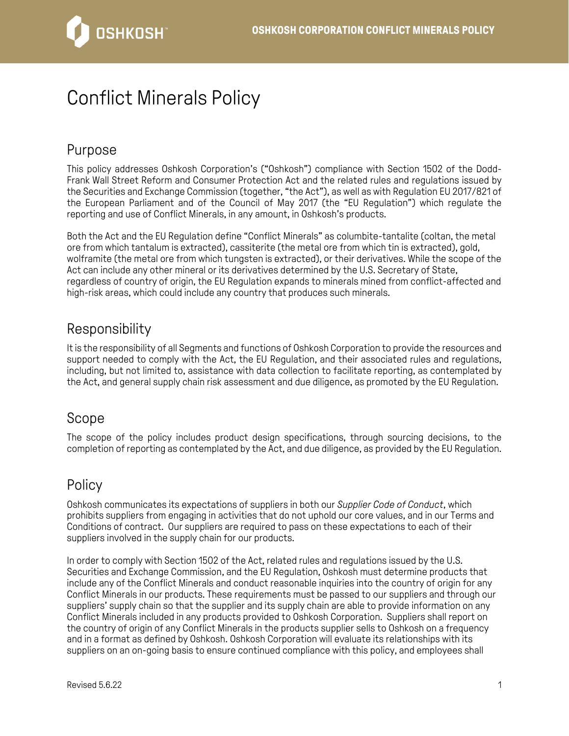# Conflict Minerals Policy

## Purpose

This policy addresses Oshkosh Corporation's ("Oshkosh") compliance with Section 1502 of the Dodd-Frank Wall Street Reform and Consumer Protection Act and the related rules and regulations issued by the Securities and Exchange Commission (together, "the Act"), as well as with Regulation EU 2017/821 of the European Parliament and of the Council of May 2017 (the "EU Regulation") which regulate the reporting and use of Conflict Minerals, in any amount, in Oshkosh's products.

Both the Act and the EU Regulation define "Conflict Minerals" as columbite-tantalite (coltan, the metal ore from which tantalum is extracted), cassiterite (the metal ore from which tin is extracted), gold, wolframite (the metal ore from which tungsten is extracted), or their derivatives. While the scope of the Act can include any other mineral or its derivatives determined by the U.S. Secretary of State, regardless of country of origin, the EU Regulation expands to minerals mined from conflict-affected and high-risk areas, which could include any country that produces such minerals.

## Responsibility

It is the responsibility of all Segments and functions of Oshkosh Corporation to provide the resources and support needed to comply with the Act, the EU Regulation, and their associated rules and regulations, including, but not limited to, assistance with data collection to facilitate reporting, as contemplated by the Act, and general supply chain risk assessment and due diligence, as promoted by the EU Regulation.

## Scope

The scope of the policy includes product design specifications, through sourcing decisions, to the completion of reporting as contemplated by the Act, and due diligence, as provided by the EU Regulation.

## Policy

Oshkosh communicates its expectations of suppliers in both our *Supplier Code of Conduct*, which prohibits suppliers from engaging in activities that do not uphold our core values, and in our Terms and Conditions of contract. Our suppliers are required to pass on these expectations to each of their suppliers involved in the supply chain for our products.

In order to comply with Section 1502 of the Act, related rules and regulations issued by the U.S. Securities and Exchange Commission, and the EU Regulation, Oshkosh must determine products that include any of the Conflict Minerals and conduct reasonable inquiries into the country of origin for any Conflict Minerals in our products. These requirements must be passed to our suppliers and through our suppliers' supply chain so that the supplier and its supply chain are able to provide information on any Conflict Minerals included in any products provided to Oshkosh Corporation. Suppliers shall report on the country of origin of any Conflict Minerals in the products supplier sells to Oshkosh on a frequency and in a format as defined by Oshkosh. Oshkosh Corporation will evaluate its relationships with its suppliers on an on-going basis to ensure continued compliance with this policy, and employees shall

Revised 5.6.22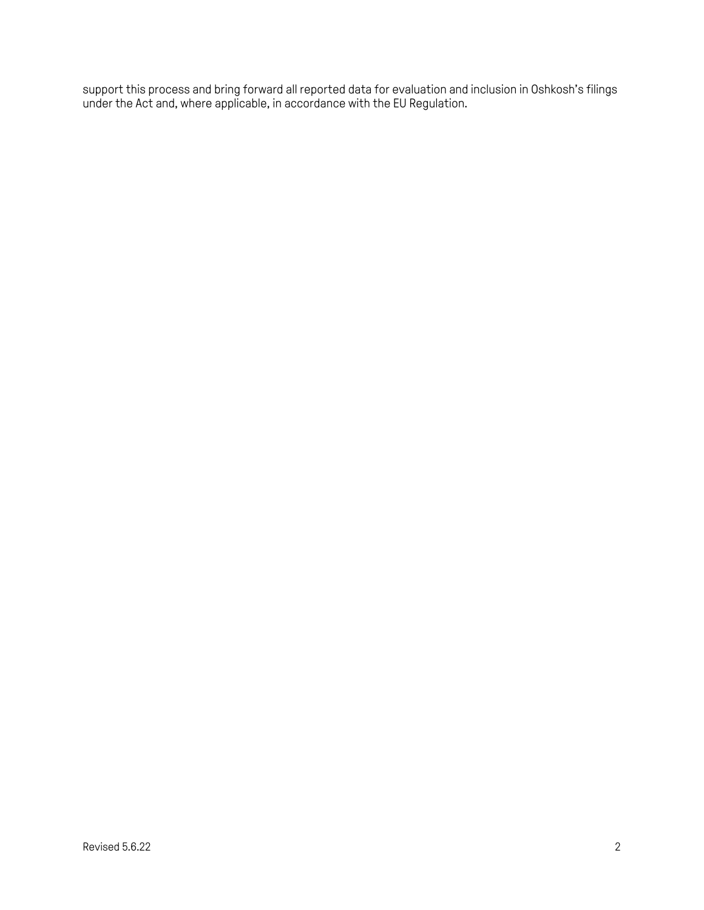support this process and bring forward all reported data for evaluation and inclusion in Oshkosh's filings under the Act and, where applicable, in accordance with the EU Regulation.